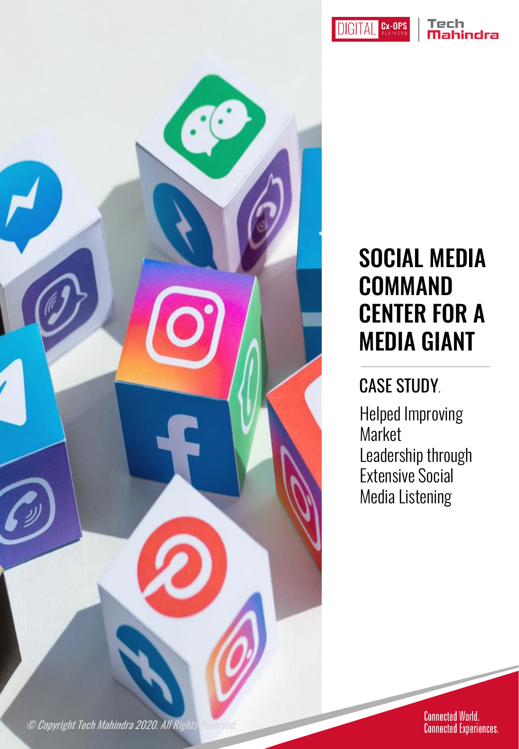# SOCIAL MEDIA COMMAND CENTER FOR A MEDIA GIANT

## CASE STUDY.

Helped Improving Market Leadership through Extensive Social Media Listening

© Copyright Tech Mahindra 2020. All Rights Reserved.

Connected World. Connected Experiences.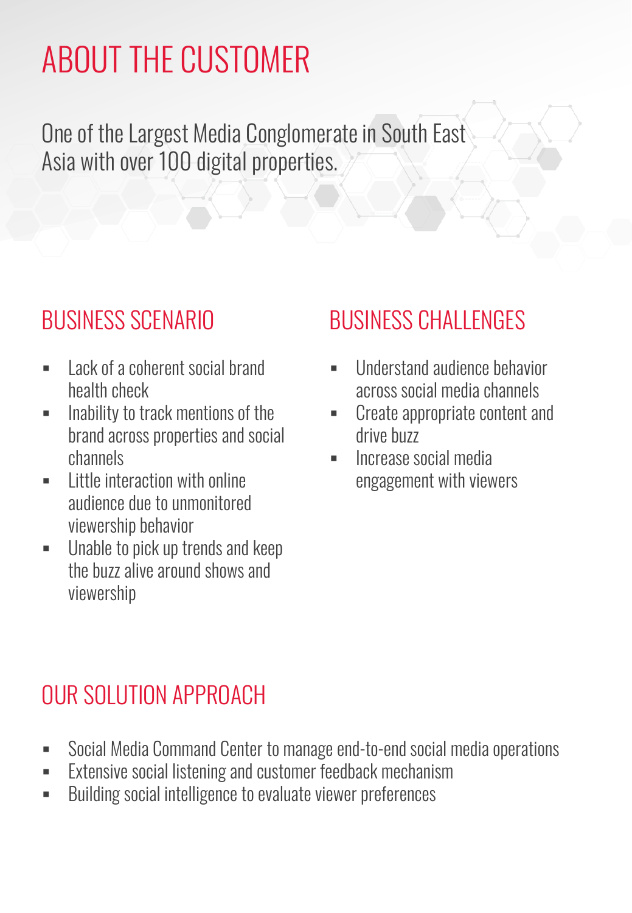# ABOUT THE CUSTOMER

One of the Largest Media Conglomerate in South East Asia with over 100 digital properties.

## BUSINESS SCENARIO

- Lack of a coherent social brand health check
- Inability to track mentions of the brand across properties and social channels
- Little interaction with online audience due to unmonitored viewership behavior
- Unable to pick up trends and keep the buzz alive around shows and viewership

## BUSINESS CHALLENGES

- Understand audience behavior across social media channels
- Create appropriate content and drive buzz
- Increase social media engagement with viewers

## OUR SOLUTION APPROACH

- Social Media Command Center to manage end-to-end social media operations
- Extensive social listening and customer feedback mechanism
- Building social intelligence to evaluate viewer preferences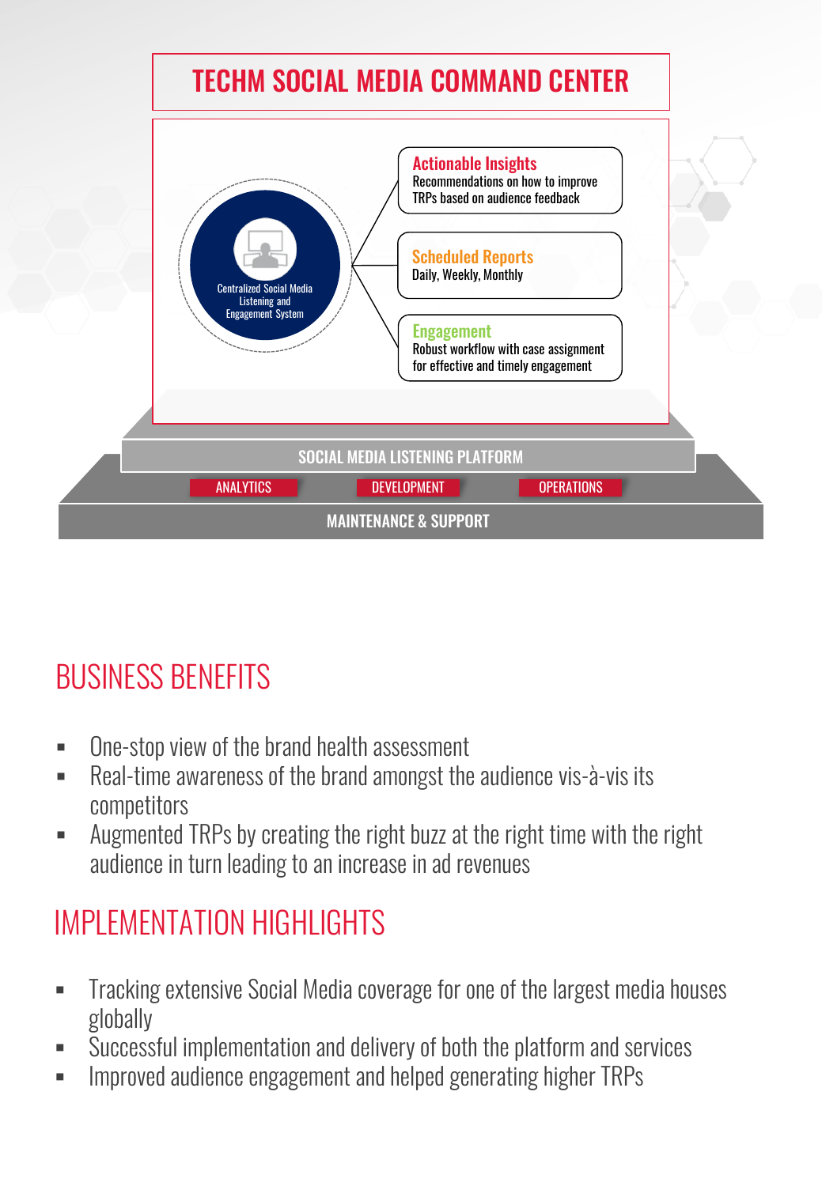# TECHM SOCIAL MEDIA COMMAND CENTER

Centralized Social Media Listening and Engagement System

**Actionable Insights**
Recommendations on how to improve TRPs based on audience feedback

**Scheduled Reports**
Daily, Weekly, Monthly

**Engagement**
Robust workflow with case assignment for effective and timely engagement

SOCIAL MEDIA LISTENING PLATFORM

ANALYTICS | DEVELOPMENT | OPERATIONS

MAINTENANCE & SUPPORT

## BUSINESS BENEFITS

- One-stop view of the brand health assessment
- Real-time awareness of the brand amongst the audience vis-à-vis its competitors
- Augmented TRPs by creating the right buzz at the right time with the right audience in turn leading to an increase in ad revenues

## IMPLEMENTATION HIGHLIGHTS

- Tracking extensive Social Media coverage for one of the largest media houses globally
- Successful implementation and delivery of both the platform and services
- Improved audience engagement and helped generating higher TRPs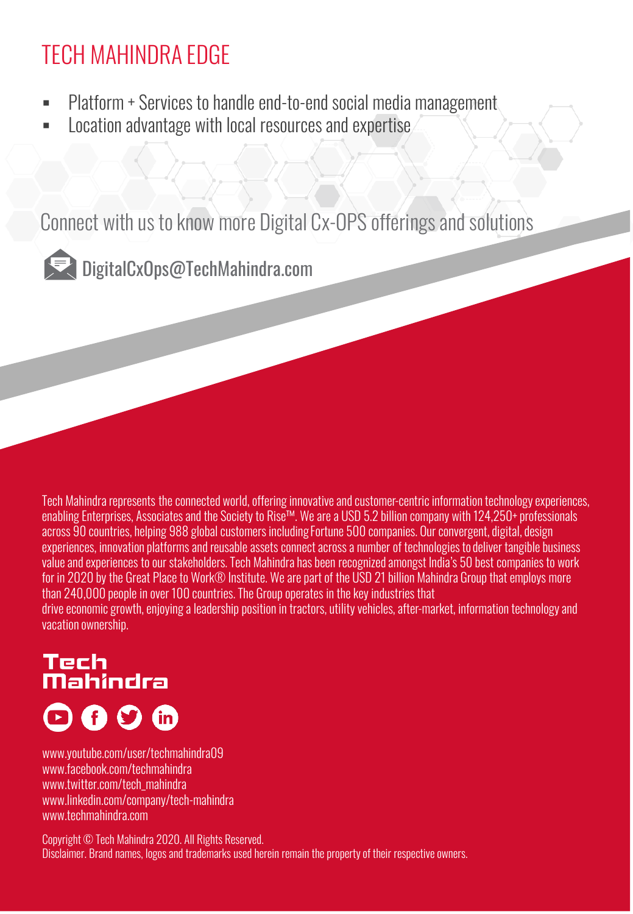# TECH MAHINDRA EDGE

- Platform + Services to handle end-to-end social media management
- Location advantage with local resources and expertise

Connect with us to know more Digital Cx-OPS offerings and solutions

DigitalCxOps@TechMahindra.com

Tech Mahindra represents the connected world, offering innovative and customer-centric information technology experiences, enabling Enterprises, Associates and the Society to Rise™. We are a USD 5.2 billion company with 124,250+ professionals across 90 countries, helping 988 global customers including Fortune 500 companies. Our convergent, digital, design experiences, innovation platforms and reusable assets connect across a number of technologies to deliver tangible business value and experiences to our stakeholders. Tech Mahindra has been recognized amongst India's 50 best companies to work for in 2020 by the Great Place to Work® Institute. We are part of the USD 21 billion Mahindra Group that employs more than 240,000 people in over 100 countries. The Group operates in the key industries that drive economic growth, enjoying a leadership position in tractors, utility vehicles, after-market, information technology and vacation ownership.

Tech Mahindra

www.youtube.com/user/techmahindra09
www.facebook.com/techmahindra
www.twitter.com/tech_mahindra
www.linkedin.com/company/tech-mahindra
www.techmahindra.com

Copyright © Tech Mahindra 2020. All Rights Reserved.
Disclaimer. Brand names, logos and trademarks used herein remain the property of their respective owners.